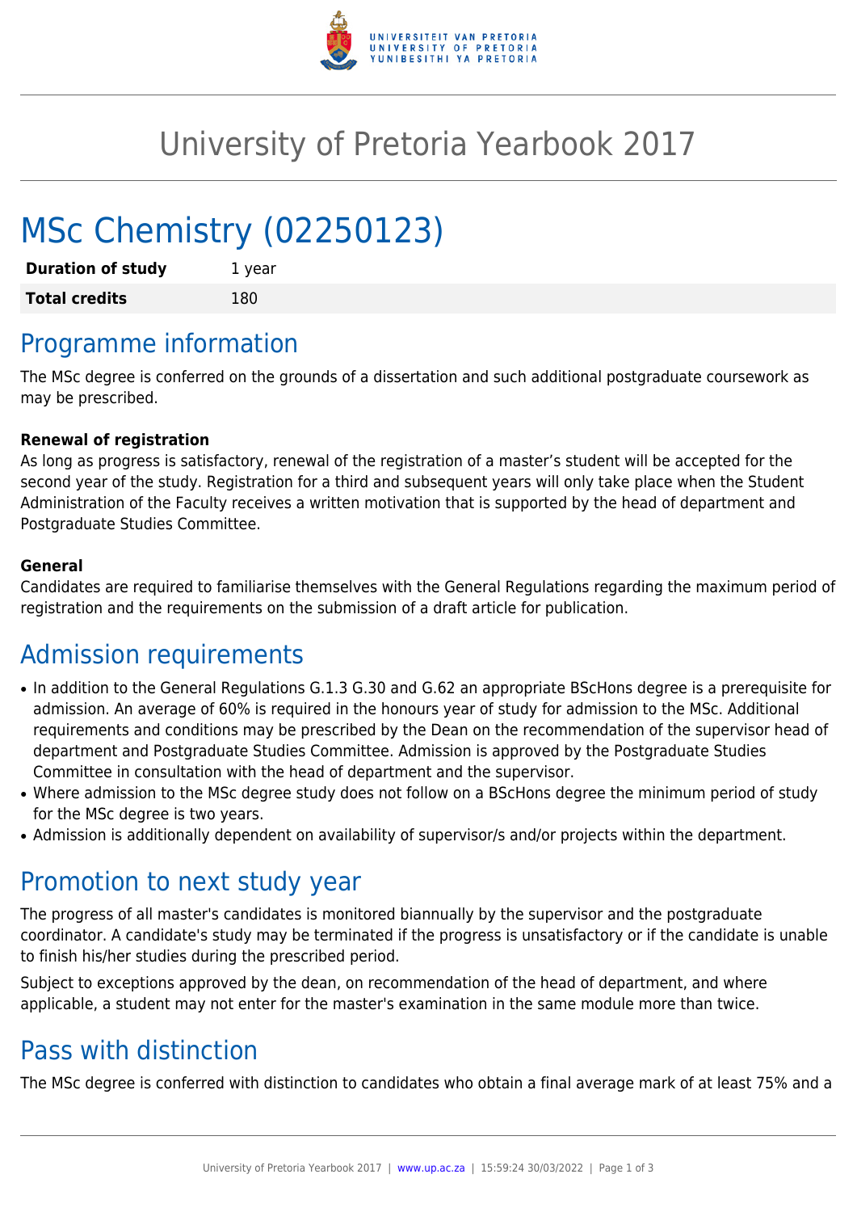# University of Pretoria Yearbook 2017

# MSc Chemistry (02250123)

| | |
|---|---|
| **Duration of study** | 1 year |
| **Total credits** | 180 |

## Programme information

The MSc degree is conferred on the grounds of a dissertation and such additional postgraduate coursework as may be prescribed.

**Renewal of registration**

As long as progress is satisfactory, renewal of the registration of a master's student will be accepted for the second year of the study. Registration for a third and subsequent years will only take place when the Student Administration of the Faculty receives a written motivation that is supported by the head of department and Postgraduate Studies Committee.

**General**

Candidates are required to familiarise themselves with the General Regulations regarding the maximum period of registration and the requirements on the submission of a draft article for publication.

## Admission requirements

- In addition to the General Regulations G.1.3 G.30 and G.62 an appropriate BScHons degree is a prerequisite for admission. An average of 60% is required in the honours year of study for admission to the MSc. Additional requirements and conditions may be prescribed by the Dean on the recommendation of the supervisor head of department and Postgraduate Studies Committee. Admission is approved by the Postgraduate Studies Committee in consultation with the head of department and the supervisor.
- Where admission to the MSc degree study does not follow on a BScHons degree the minimum period of study for the MSc degree is two years.
- Admission is additionally dependent on availability of supervisor/s and/or projects within the department.

## Promotion to next study year

The progress of all master's candidates is monitored biannually by the supervisor and the postgraduate coordinator. A candidate's study may be terminated if the progress is unsatisfactory or if the candidate is unable to finish his/her studies during the prescribed period.

Subject to exceptions approved by the dean, on recommendation of the head of department, and where applicable, a student may not enter for the master's examination in the same module more than twice.

## Pass with distinction

The MSc degree is conferred with distinction to candidates who obtain a final average mark of at least 75% and a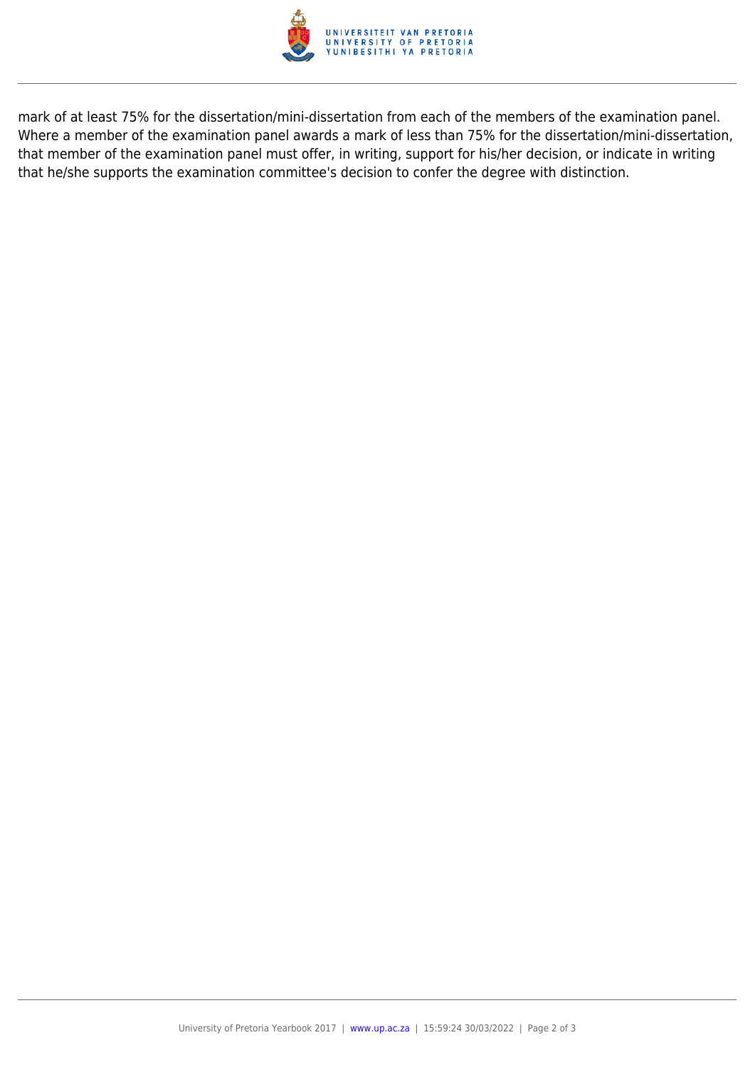mark of at least 75% for the dissertation/mini-dissertation from each of the members of the examination panel. Where a member of the examination panel awards a mark of less than 75% for the dissertation/mini-dissertation, that member of the examination panel must offer, in writing, support for his/her decision, or indicate in writing that he/she supports the examination committee's decision to confer the degree with distinction.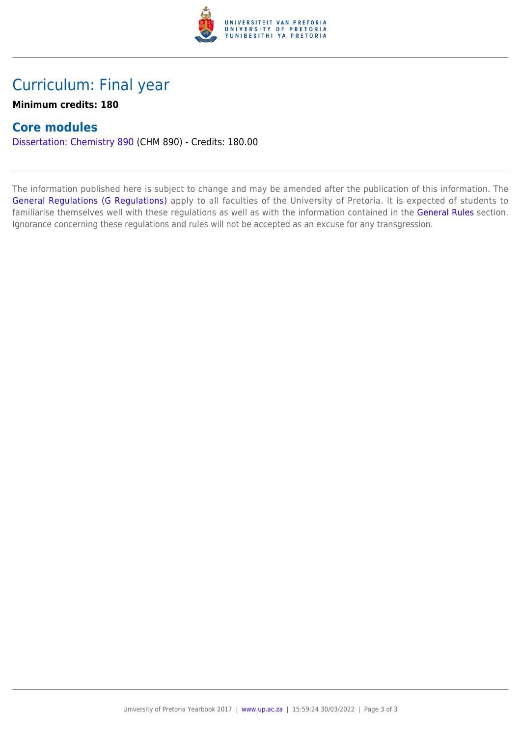# Curriculum: Final year

**Minimum credits: 180**

## Core modules

Dissertation: Chemistry 890 (CHM 890) - Credits: 180.00

The information published here is subject to change and may be amended after the publication of this information. The General Regulations (G Regulations) apply to all faculties of the University of Pretoria. It is expected of students to familiarise themselves well with these regulations as well as with the information contained in the General Rules section. Ignorance concerning these regulations and rules will not be accepted as an excuse for any transgression.